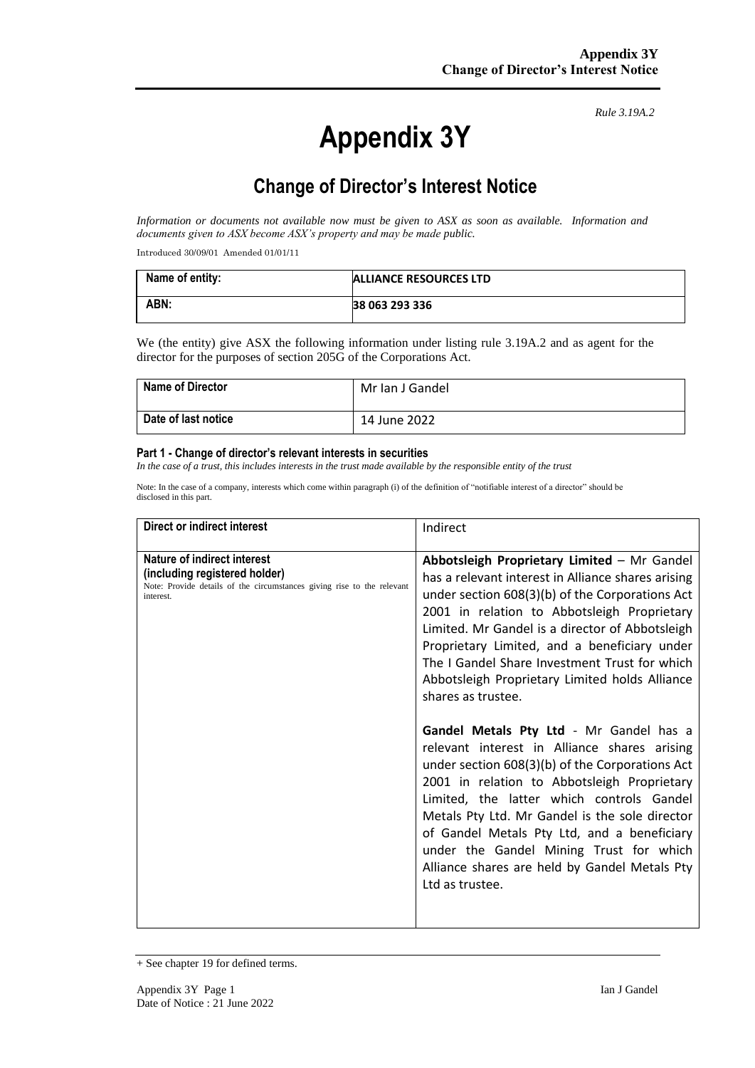*Rule 3.19A.2*

# Appendix 3Y

## Change of Director's Interest Notice

*Information or documents not available now must be given to ASX as soon as available. Information and documents given to ASX become ASX's property and may be made public.*

Introduced 30/09/01 Amended 01/01/11

| Name of entity: | ALLIANCE RESOURCES LTD |
|---|---|
| ABN: | 38 063 293 336 |

We (the entity) give ASX the following information under listing rule 3.19A.2 and as agent for the director for the purposes of section 205G of the Corporations Act.

| Name of Director | Mr Ian J Gandel |
|---|---|
| Date of last notice | 14 June 2022 |

#### Part 1 - Change of director's relevant interests in securities

*In the case of a trust, this includes interests in the trust made available by the responsible entity of the trust*

Note: In the case of a company, interests which come within paragraph (i) of the definition of "notifiable interest of a director" should be disclosed in this part.

| Direct or indirect interest | Indirect |
|---|---|
| **Nature of indirect interest (including registered holder)**<br>Note: Provide details of the circumstances giving rise to the relevant interest. | **Abbotsleigh Proprietary Limited** – Mr Gandel has a relevant interest in Alliance shares arising under section 608(3)(b) of the Corporations Act 2001 in relation to Abbotsleigh Proprietary Limited. Mr Gandel is a director of Abbotsleigh Proprietary Limited, and a beneficiary under The I Gandel Share Investment Trust for which Abbotsleigh Proprietary Limited holds Alliance shares as trustee.<br><br>**Gandel Metals Pty Ltd** - Mr Gandel has a relevant interest in Alliance shares arising under section 608(3)(b) of the Corporations Act 2001 in relation to Abbotsleigh Proprietary Limited, the latter which controls Gandel Metals Pty Ltd. Mr Gandel is the sole director of Gandel Metals Pty Ltd, and a beneficiary under the Gandel Mining Trust for which Alliance shares are held by Gandel Metals Pty Ltd as trustee. |

+ See chapter 19 for defined terms.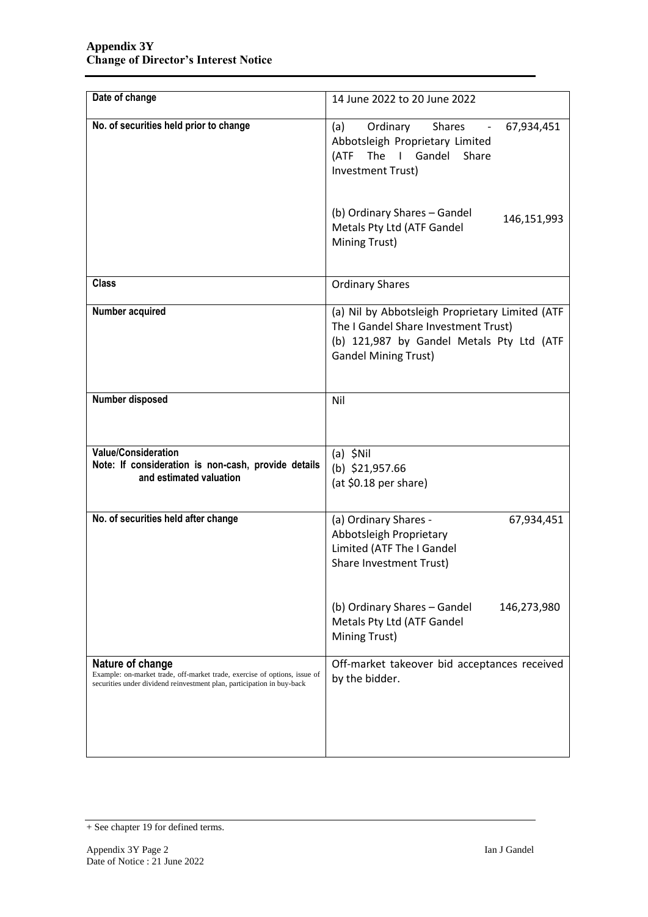**Appendix 3Y**
**Change of Director's Interest Notice**

| | |
|---|---|
| **Date of change** | 14 June 2022 to 20 June 2022 |
| **No. of securities held prior to change** | (a) Ordinary Shares - Abbotsleigh Proprietary Limited (ATF The I Gandel Share Investment Trust) 67,934,451<br><br>(b) Ordinary Shares – Gandel Metals Pty Ltd (ATF Gandel Mining Trust) 146,151,993 |
| **Class** | Ordinary Shares |
| **Number acquired** | (a) Nil by Abbotsleigh Proprietary Limited (ATF The I Gandel Share Investment Trust)<br>(b) 121,987 by Gandel Metals Pty Ltd (ATF Gandel Mining Trust) |
| **Number disposed** | Nil |
| **Value/Consideration**<br>**Note: If consideration is non-cash, provide details and estimated valuation** | (a) $Nil<br>(b) $21,957.66<br>(at $0.18 per share) |
| **No. of securities held after change** | (a) Ordinary Shares - Abbotsleigh Proprietary Limited (ATF The I Gandel Share Investment Trust) 67,934,451<br><br>(b) Ordinary Shares – Gandel Metals Pty Ltd (ATF Gandel Mining Trust) 146,273,980 |
| **Nature of change**<br>Example: on-market trade, off-market trade, exercise of options, issue of securities under dividend reinvestment plan, participation in buy-back | Off-market takeover bid acceptances received by the bidder. |

+ See chapter 19 for defined terms.

Appendix 3Y Page 2
Date of Notice : 21 June 2022

Ian J Gandel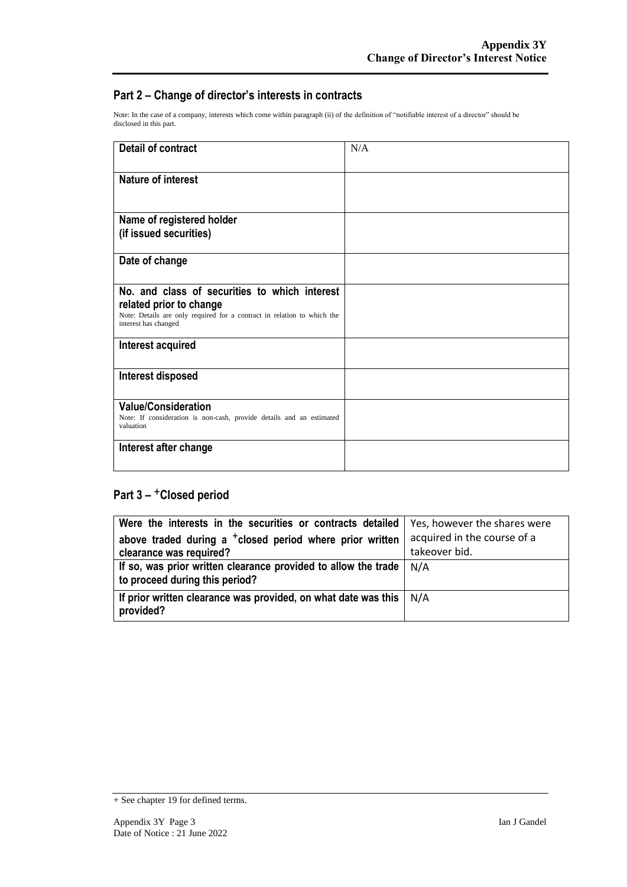## Part 2 – Change of director's interests in contracts

Note: In the case of a company, interests which come within paragraph (ii) of the definition of "notifiable interest of a director" should be disclosed in this part.

| | |
|---|---|
| **Detail of contract** | N/A |
| **Nature of interest** | |
| **Name of registered holder (if issued securities)** | |
| **Date of change** | |
| **No. and class of securities to which interest related prior to change**<br>Note: Details are only required for a contract in relation to which the interest has changed | |
| **Interest acquired** | |
| **Interest disposed** | |
| **Value/Consideration**<br>Note: If consideration is non-cash, provide details and an estimated valuation | |
| **Interest after change** | |

## Part 3 – +Closed period

| | |
|---|---|
| **Were the interests in the securities or contracts detailed above traded during a +closed period where prior written clearance was required?** | Yes, however the shares were acquired in the course of a takeover bid. |
| **If so, was prior written clearance provided to allow the trade to proceed during this period?** | N/A |
| **If prior written clearance was provided, on what date was this provided?** | N/A |

+ See chapter 19 for defined terms.

Date of Notice : 21 June 2022